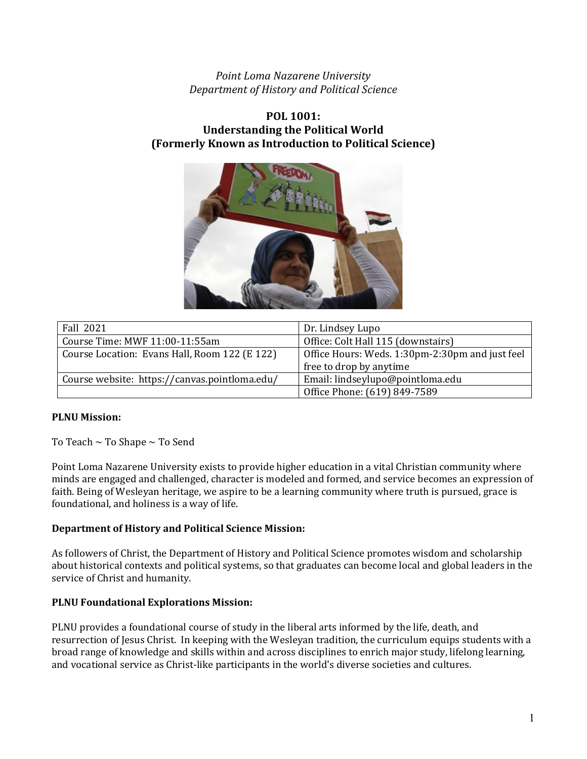*Point Loma Nazarene University*
*Department of History and Political Science*

# POL 1001: Understanding the Political World (Formerly Known as Introduction to Political Science)

| Fall 2021 | Dr. Lindsey Lupo |
|---|---|
| Course Time: MWF 11:00-11:55am | Office: Colt Hall 115 (downstairs) |
| Course Location: Evans Hall, Room 122 (E 122) | Office Hours: Weds. 1:30pm-2:30pm and just feel free to drop by anytime |
| Course website: https://canvas.pointloma.edu/ | Email: lindseylupo@pointloma.edu |
| | Office Phone: (619) 849-7589 |

**PLNU Mission:**

To Teach ~ To Shape ~ To Send

Point Loma Nazarene University exists to provide higher education in a vital Christian community where minds are engaged and challenged, character is modeled and formed, and service becomes an expression of faith. Being of Wesleyan heritage, we aspire to be a learning community where truth is pursued, grace is foundational, and holiness is a way of life.

**Department of History and Political Science Mission:**

As followers of Christ, the Department of History and Political Science promotes wisdom and scholarship about historical contexts and political systems, so that graduates can become local and global leaders in the service of Christ and humanity.

**PLNU Foundational Explorations Mission:**

PLNU provides a foundational course of study in the liberal arts informed by the life, death, and resurrection of Jesus Christ. In keeping with the Wesleyan tradition, the curriculum equips students with a broad range of knowledge and skills within and across disciplines to enrich major study, lifelong learning, and vocational service as Christ-like participants in the world's diverse societies and cultures.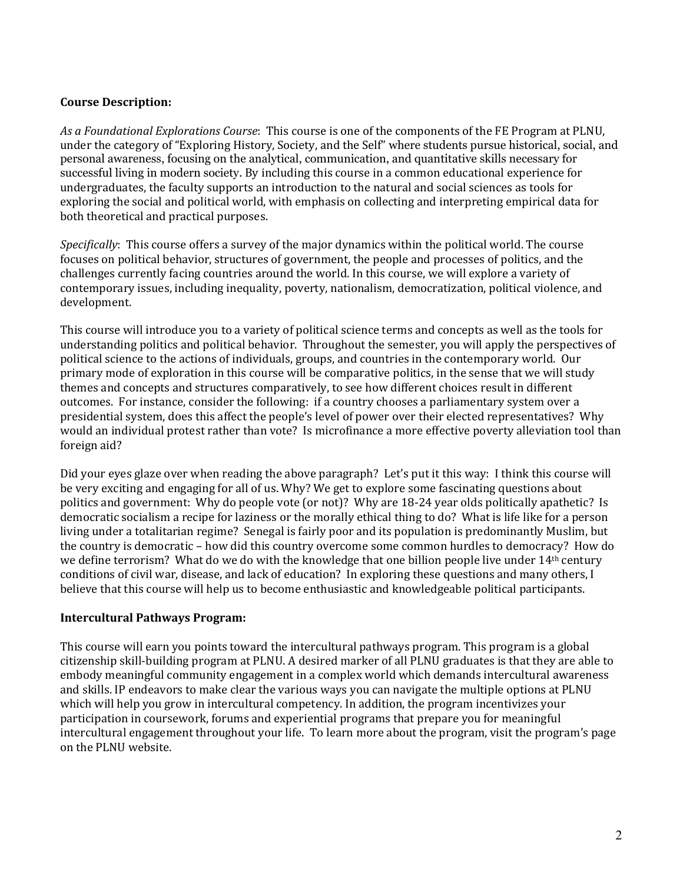**Course Description:**

*As a Foundational Explorations Course*: This course is one of the components of the FE Program at PLNU, under the category of "Exploring History, Society, and the Self" where students pursue historical, social, and personal awareness, focusing on the analytical, communication, and quantitative skills necessary for successful living in modern society. By including this course in a common educational experience for undergraduates, the faculty supports an introduction to the natural and social sciences as tools for exploring the social and political world, with emphasis on collecting and interpreting empirical data for both theoretical and practical purposes.

*Specifically*: This course offers a survey of the major dynamics within the political world. The course focuses on political behavior, structures of government, the people and processes of politics, and the challenges currently facing countries around the world. In this course, we will explore a variety of contemporary issues, including inequality, poverty, nationalism, democratization, political violence, and development.

This course will introduce you to a variety of political science terms and concepts as well as the tools for understanding politics and political behavior. Throughout the semester, you will apply the perspectives of political science to the actions of individuals, groups, and countries in the contemporary world. Our primary mode of exploration in this course will be comparative politics, in the sense that we will study themes and concepts and structures comparatively, to see how different choices result in different outcomes. For instance, consider the following: if a country chooses a parliamentary system over a presidential system, does this affect the people's level of power over their elected representatives? Why would an individual protest rather than vote? Is microfinance a more effective poverty alleviation tool than foreign aid?

Did your eyes glaze over when reading the above paragraph? Let's put it this way: I think this course will be very exciting and engaging for all of us. Why? We get to explore some fascinating questions about politics and government: Why do people vote (or not)? Why are 18-24 year olds politically apathetic? Is democratic socialism a recipe for laziness or the morally ethical thing to do? What is life like for a person living under a totalitarian regime? Senegal is fairly poor and its population is predominantly Muslim, but the country is democratic – how did this country overcome some common hurdles to democracy? How do we define terrorism? What do we do with the knowledge that one billion people live under 14th century conditions of civil war, disease, and lack of education? In exploring these questions and many others, I believe that this course will help us to become enthusiastic and knowledgeable political participants.

**Intercultural Pathways Program:**

This course will earn you points toward the intercultural pathways program. This program is a global citizenship skill-building program at PLNU. A desired marker of all PLNU graduates is that they are able to embody meaningful community engagement in a complex world which demands intercultural awareness and skills. IP endeavors to make clear the various ways you can navigate the multiple options at PLNU which will help you grow in intercultural competency. In addition, the program incentivizes your participation in coursework, forums and experiential programs that prepare you for meaningful intercultural engagement throughout your life. To learn more about the program, visit the program's page on the PLNU website.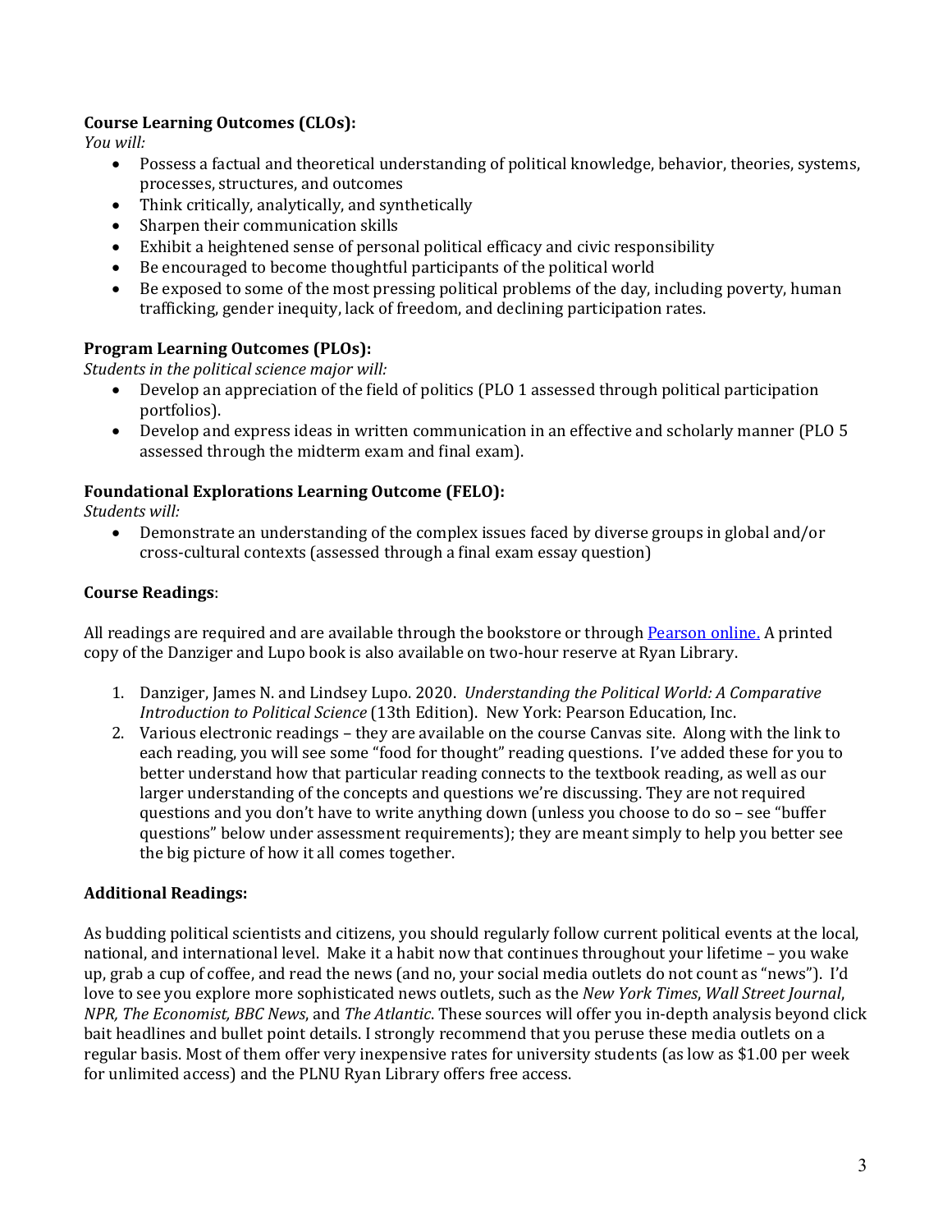**Course Learning Outcomes (CLOs):**

*You will:*

- Possess a factual and theoretical understanding of political knowledge, behavior, theories, systems, processes, structures, and outcomes
- Think critically, analytically, and synthetically
- Sharpen their communication skills
- Exhibit a heightened sense of personal political efficacy and civic responsibility
- Be encouraged to become thoughtful participants of the political world
- Be exposed to some of the most pressing political problems of the day, including poverty, human trafficking, gender inequity, lack of freedom, and declining participation rates.

**Program Learning Outcomes (PLOs):**

*Students in the political science major will:*

- Develop an appreciation of the field of politics (PLO 1 assessed through political participation portfolios).
- Develop and express ideas in written communication in an effective and scholarly manner (PLO 5 assessed through the midterm exam and final exam).

**Foundational Explorations Learning Outcome (FELO):**

*Students will:*

- Demonstrate an understanding of the complex issues faced by diverse groups in global and/or cross-cultural contexts (assessed through a final exam essay question)

**Course Readings**:

All readings are required and are available through the bookstore or through Pearson online. A printed copy of the Danziger and Lupo book is also available on two-hour reserve at Ryan Library.

1. Danziger, James N. and Lindsey Lupo. 2020. *Understanding the Political World: A Comparative Introduction to Political Science* (13th Edition). New York: Pearson Education, Inc.
2. Various electronic readings – they are available on the course Canvas site. Along with the link to each reading, you will see some "food for thought" reading questions. I've added these for you to better understand how that particular reading connects to the textbook reading, as well as our larger understanding of the concepts and questions we're discussing. They are not required questions and you don't have to write anything down (unless you choose to do so – see "buffer questions" below under assessment requirements); they are meant simply to help you better see the big picture of how it all comes together.

**Additional Readings:**

As budding political scientists and citizens, you should regularly follow current political events at the local, national, and international level. Make it a habit now that continues throughout your lifetime – you wake up, grab a cup of coffee, and read the news (and no, your social media outlets do not count as "news"). I'd love to see you explore more sophisticated news outlets, such as the *New York Times*, *Wall Street Journal*, *NPR, The Economist, BBC News*, and *The Atlantic*. These sources will offer you in-depth analysis beyond click bait headlines and bullet point details. I strongly recommend that you peruse these media outlets on a regular basis. Most of them offer very inexpensive rates for university students (as low as $1.00 per week for unlimited access) and the PLNU Ryan Library offers free access.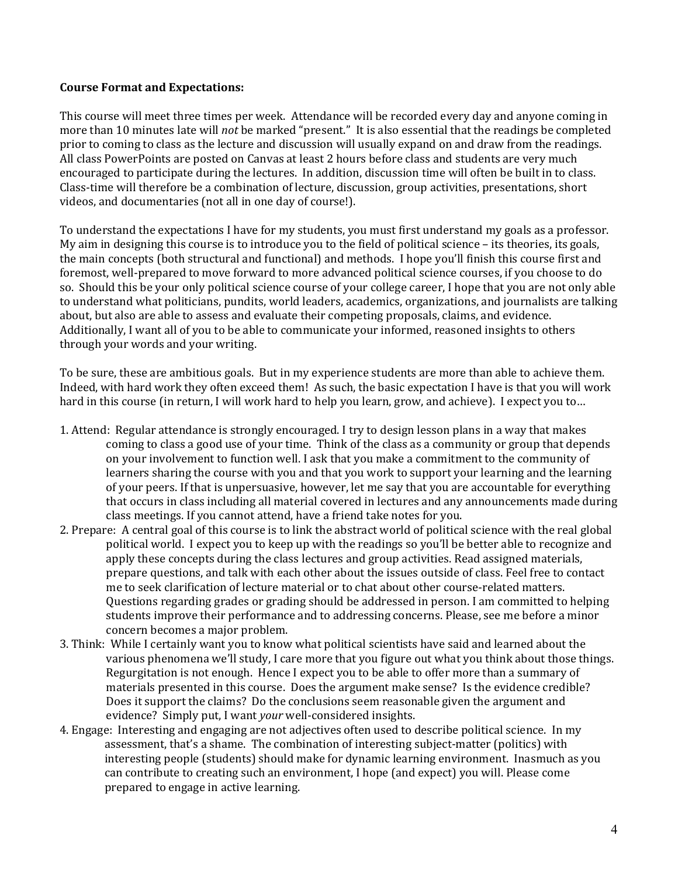**Course Format and Expectations:**

This course will meet three times per week. Attendance will be recorded every day and anyone coming in more than 10 minutes late will *not* be marked "present." It is also essential that the readings be completed prior to coming to class as the lecture and discussion will usually expand on and draw from the readings. All class PowerPoints are posted on Canvas at least 2 hours before class and students are very much encouraged to participate during the lectures. In addition, discussion time will often be built in to class. Class-time will therefore be a combination of lecture, discussion, group activities, presentations, short videos, and documentaries (not all in one day of course!).

To understand the expectations I have for my students, you must first understand my goals as a professor. My aim in designing this course is to introduce you to the field of political science – its theories, its goals, the main concepts (both structural and functional) and methods. I hope you'll finish this course first and foremost, well-prepared to move forward to more advanced political science courses, if you choose to do so. Should this be your only political science course of your college career, I hope that you are not only able to understand what politicians, pundits, world leaders, academics, organizations, and journalists are talking about, but also are able to assess and evaluate their competing proposals, claims, and evidence. Additionally, I want all of you to be able to communicate your informed, reasoned insights to others through your words and your writing.

To be sure, these are ambitious goals. But in my experience students are more than able to achieve them. Indeed, with hard work they often exceed them! As such, the basic expectation I have is that you will work hard in this course (in return, I will work hard to help you learn, grow, and achieve). I expect you to…

1. Attend: Regular attendance is strongly encouraged. I try to design lesson plans in a way that makes coming to class a good use of your time. Think of the class as a community or group that depends on your involvement to function well. I ask that you make a commitment to the community of learners sharing the course with you and that you work to support your learning and the learning of your peers. If that is unpersuasive, however, let me say that you are accountable for everything that occurs in class including all material covered in lectures and any announcements made during class meetings. If you cannot attend, have a friend take notes for you.
2. Prepare: A central goal of this course is to link the abstract world of political science with the real global political world. I expect you to keep up with the readings so you'll be better able to recognize and apply these concepts during the class lectures and group activities. Read assigned materials, prepare questions, and talk with each other about the issues outside of class. Feel free to contact me to seek clarification of lecture material or to chat about other course-related matters. Questions regarding grades or grading should be addressed in person. I am committed to helping students improve their performance and to addressing concerns. Please, see me before a minor concern becomes a major problem.
3. Think: While I certainly want you to know what political scientists have said and learned about the various phenomena we'll study, I care more that you figure out what you think about those things. Regurgitation is not enough. Hence I expect you to be able to offer more than a summary of materials presented in this course. Does the argument make sense? Is the evidence credible? Does it support the claims? Do the conclusions seem reasonable given the argument and evidence? Simply put, I want *your* well-considered insights.
4. Engage: Interesting and engaging are not adjectives often used to describe political science. In my assessment, that's a shame. The combination of interesting subject-matter (politics) with interesting people (students) should make for dynamic learning environment. Inasmuch as you can contribute to creating such an environment, I hope (and expect) you will. Please come prepared to engage in active learning.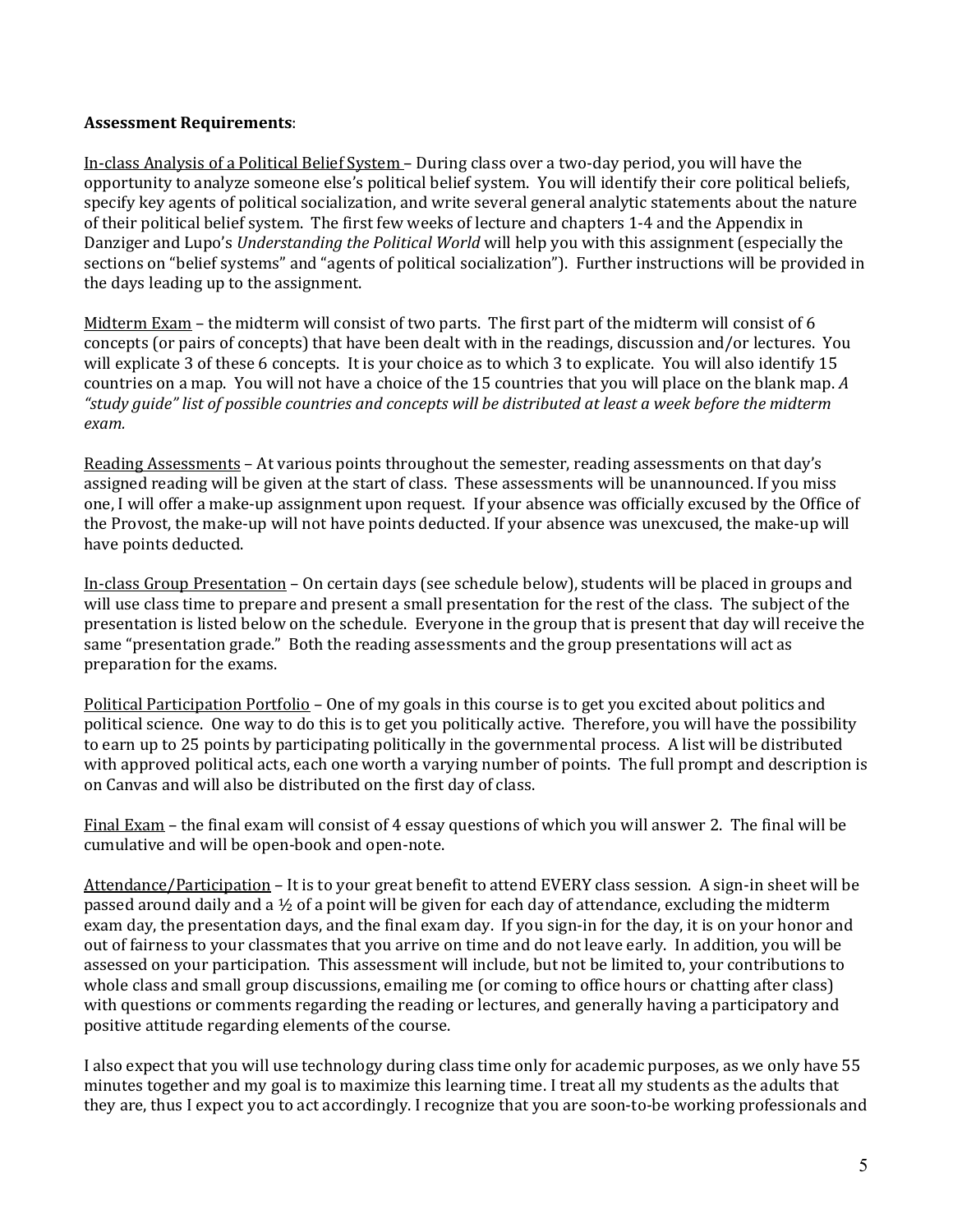**Assessment Requirements**:

In-class Analysis of a Political Belief System – During class over a two-day period, you will have the opportunity to analyze someone else's political belief system. You will identify their core political beliefs, specify key agents of political socialization, and write several general analytic statements about the nature of their political belief system. The first few weeks of lecture and chapters 1-4 and the Appendix in Danziger and Lupo's *Understanding the Political World* will help you with this assignment (especially the sections on "belief systems" and "agents of political socialization"). Further instructions will be provided in the days leading up to the assignment.

Midterm Exam – the midterm will consist of two parts. The first part of the midterm will consist of 6 concepts (or pairs of concepts) that have been dealt with in the readings, discussion and/or lectures. You will explicate 3 of these 6 concepts. It is your choice as to which 3 to explicate. You will also identify 15 countries on a map. You will not have a choice of the 15 countries that you will place on the blank map. *A "study guide" list of possible countries and concepts will be distributed at least a week before the midterm exam.*

Reading Assessments – At various points throughout the semester, reading assessments on that day's assigned reading will be given at the start of class. These assessments will be unannounced. If you miss one, I will offer a make-up assignment upon request. If your absence was officially excused by the Office of the Provost, the make-up will not have points deducted. If your absence was unexcused, the make-up will have points deducted.

In-class Group Presentation – On certain days (see schedule below), students will be placed in groups and will use class time to prepare and present a small presentation for the rest of the class. The subject of the presentation is listed below on the schedule. Everyone in the group that is present that day will receive the same "presentation grade." Both the reading assessments and the group presentations will act as preparation for the exams.

Political Participation Portfolio – One of my goals in this course is to get you excited about politics and political science. One way to do this is to get you politically active. Therefore, you will have the possibility to earn up to 25 points by participating politically in the governmental process. A list will be distributed with approved political acts, each one worth a varying number of points. The full prompt and description is on Canvas and will also be distributed on the first day of class.

Final Exam – the final exam will consist of 4 essay questions of which you will answer 2. The final will be cumulative and will be open-book and open-note.

Attendance/Participation – It is to your great benefit to attend EVERY class session. A sign-in sheet will be passed around daily and a ½ of a point will be given for each day of attendance, excluding the midterm exam day, the presentation days, and the final exam day. If you sign-in for the day, it is on your honor and out of fairness to your classmates that you arrive on time and do not leave early. In addition, you will be assessed on your participation. This assessment will include, but not be limited to, your contributions to whole class and small group discussions, emailing me (or coming to office hours or chatting after class) with questions or comments regarding the reading or lectures, and generally having a participatory and positive attitude regarding elements of the course.

I also expect that you will use technology during class time only for academic purposes, as we only have 55 minutes together and my goal is to maximize this learning time. I treat all my students as the adults that they are, thus I expect you to act accordingly. I recognize that you are soon-to-be working professionals and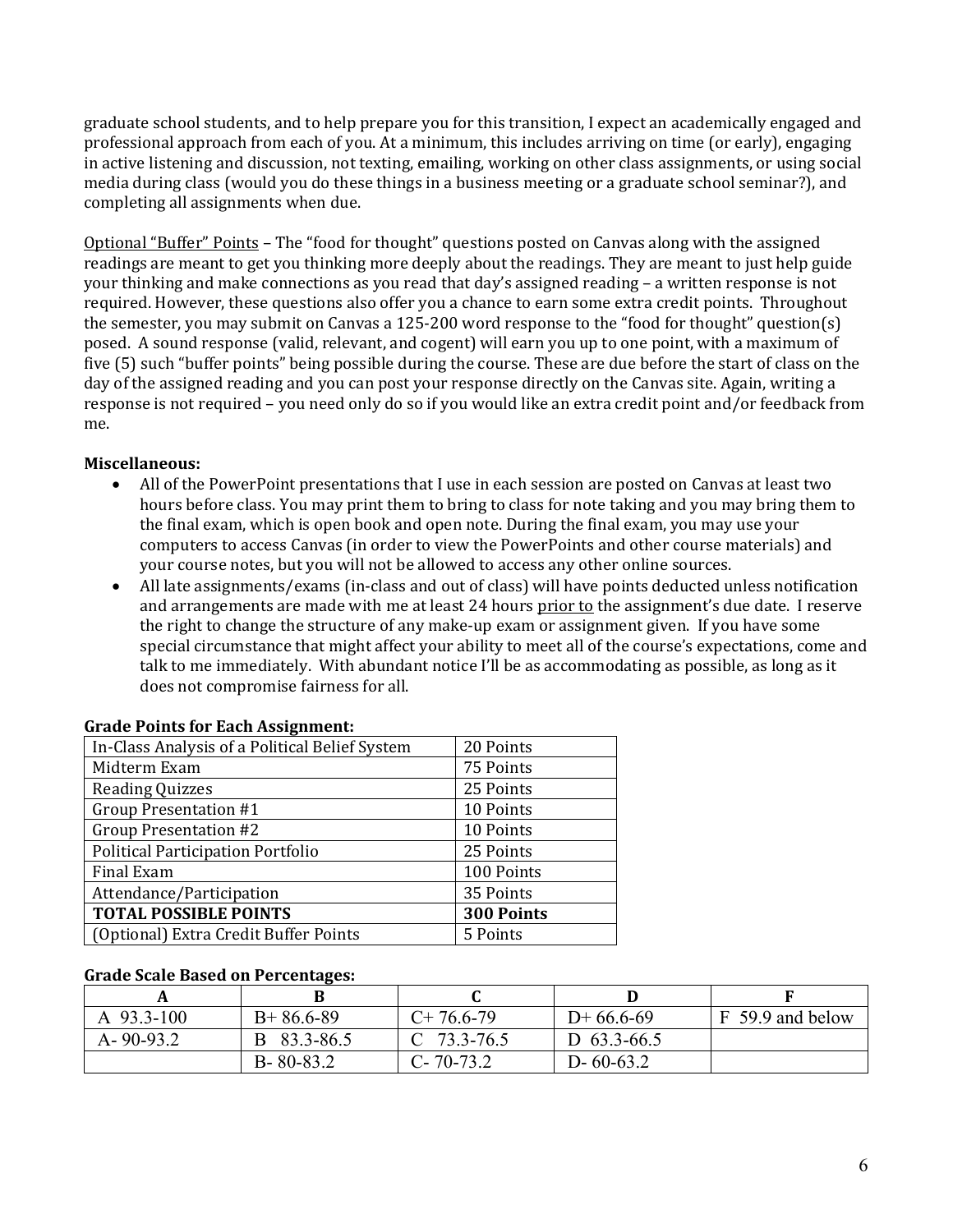graduate school students, and to help prepare you for this transition, I expect an academically engaged and professional approach from each of you. At a minimum, this includes arriving on time (or early), engaging in active listening and discussion, not texting, emailing, working on other class assignments, or using social media during class (would you do these things in a business meeting or a graduate school seminar?), and completing all assignments when due.

Optional "Buffer" Points – The "food for thought" questions posted on Canvas along with the assigned readings are meant to get you thinking more deeply about the readings. They are meant to just help guide your thinking and make connections as you read that day's assigned reading – a written response is not required. However, these questions also offer you a chance to earn some extra credit points. Throughout the semester, you may submit on Canvas a 125-200 word response to the "food for thought" question(s) posed. A sound response (valid, relevant, and cogent) will earn you up to one point, with a maximum of five (5) such "buffer points" being possible during the course. These are due before the start of class on the day of the assigned reading and you can post your response directly on the Canvas site. Again, writing a response is not required – you need only do so if you would like an extra credit point and/or feedback from me.

**Miscellaneous:**

- All of the PowerPoint presentations that I use in each session are posted on Canvas at least two hours before class. You may print them to bring to class for note taking and you may bring them to the final exam, which is open book and open note. During the final exam, you may use your computers to access Canvas (in order to view the PowerPoints and other course materials) and your course notes, but you will not be allowed to access any other online sources.
- All late assignments/exams (in-class and out of class) will have points deducted unless notification and arrangements are made with me at least 24 hours prior to the assignment's due date. I reserve the right to change the structure of any make-up exam or assignment given. If you have some special circumstance that might affect your ability to meet all of the course's expectations, come and talk to me immediately. With abundant notice I'll be as accommodating as possible, as long as it does not compromise fairness for all.

**Grade Points for Each Assignment:**

| Assignment | Points |
|---|---|
| In-Class Analysis of a Political Belief System | 20 Points |
| Midterm Exam | 75 Points |
| Reading Quizzes | 25 Points |
| Group Presentation #1 | 10 Points |
| Group Presentation #2 | 10 Points |
| Political Participation Portfolio | 25 Points |
| Final Exam | 100 Points |
| Attendance/Participation | 35 Points |
| **TOTAL POSSIBLE POINTS** | **300 Points** |
| (Optional) Extra Credit Buffer Points | 5 Points |

**Grade Scale Based on Percentages:**

| A | B | C | D | F |
|---|---|---|---|---|
| A 93.3-100 | B+ 86.6-89 | C+ 76.6-79 | D+ 66.6-69 | F 59.9 and below |
| A- 90-93.2 | B 83.3-86.5 | C 73.3-76.5 | D 63.3-66.5 | |
| | B- 80-83.2 | C- 70-73.2 | D- 60-63.2 | |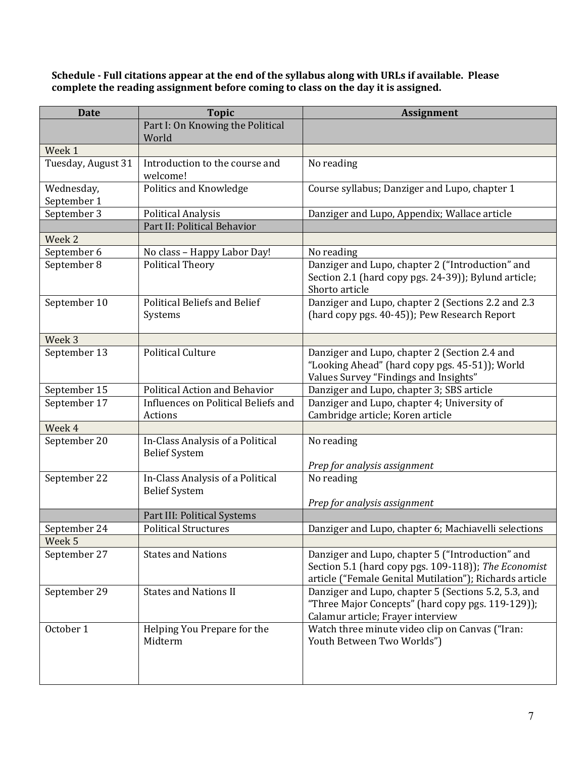**Schedule - Full citations appear at the end of the syllabus along with URLs if available. Please complete the reading assignment before coming to class on the day it is assigned.**

| Date | Topic | Assignment |
|---|---|---|
| | Part I: On Knowing the Political World | |
| Week 1 | | |
| Tuesday, August 31 | Introduction to the course and welcome! | No reading |
| Wednesday, September 1 | Politics and Knowledge | Course syllabus; Danziger and Lupo, chapter 1 |
| September 3 | Political Analysis | Danziger and Lupo, Appendix; Wallace article |
| | Part II: Political Behavior | |
| Week 2 | | |
| September 6 | No class – Happy Labor Day! | No reading |
| September 8 | Political Theory | Danziger and Lupo, chapter 2 ("Introduction" and Section 2.1 (hard copy pgs. 24-39)); Bylund article; Shorto article |
| September 10 | Political Beliefs and Belief Systems | Danziger and Lupo, chapter 2 (Sections 2.2 and 2.3 (hard copy pgs. 40-45)); Pew Research Report |
| Week 3 | | |
| September 13 | Political Culture | Danziger and Lupo, chapter 2 (Section 2.4 and "Looking Ahead" (hard copy pgs. 45-51)); World Values Survey "Findings and Insights" |
| September 15 | Political Action and Behavior | Danziger and Lupo, chapter 3; SBS article |
| September 17 | Influences on Political Beliefs and Actions | Danziger and Lupo, chapter 4; University of Cambridge article; Koren article |
| Week 4 | | |
| September 20 | In-Class Analysis of a Political Belief System | No reading<br><br>*Prep for analysis assignment* |
| September 22 | In-Class Analysis of a Political Belief System | No reading<br><br>*Prep for analysis assignment* |
| | Part III: Political Systems | |
| September 24 | Political Structures | Danziger and Lupo, chapter 6; Machiavelli selections |
| Week 5 | | |
| September 27 | States and Nations | Danziger and Lupo, chapter 5 ("Introduction" and Section 5.1 (hard copy pgs. 109-118)); *The Economist* article ("Female Genital Mutilation"); Richards article |
| September 29 | States and Nations II | Danziger and Lupo, chapter 5 (Sections 5.2, 5.3, and "Three Major Concepts" (hard copy pgs. 119-129)); Calamur article; Frayer interview |
| October 1 | Helping You Prepare for the Midterm | Watch three minute video clip on Canvas ("Iran: Youth Between Two Worlds") |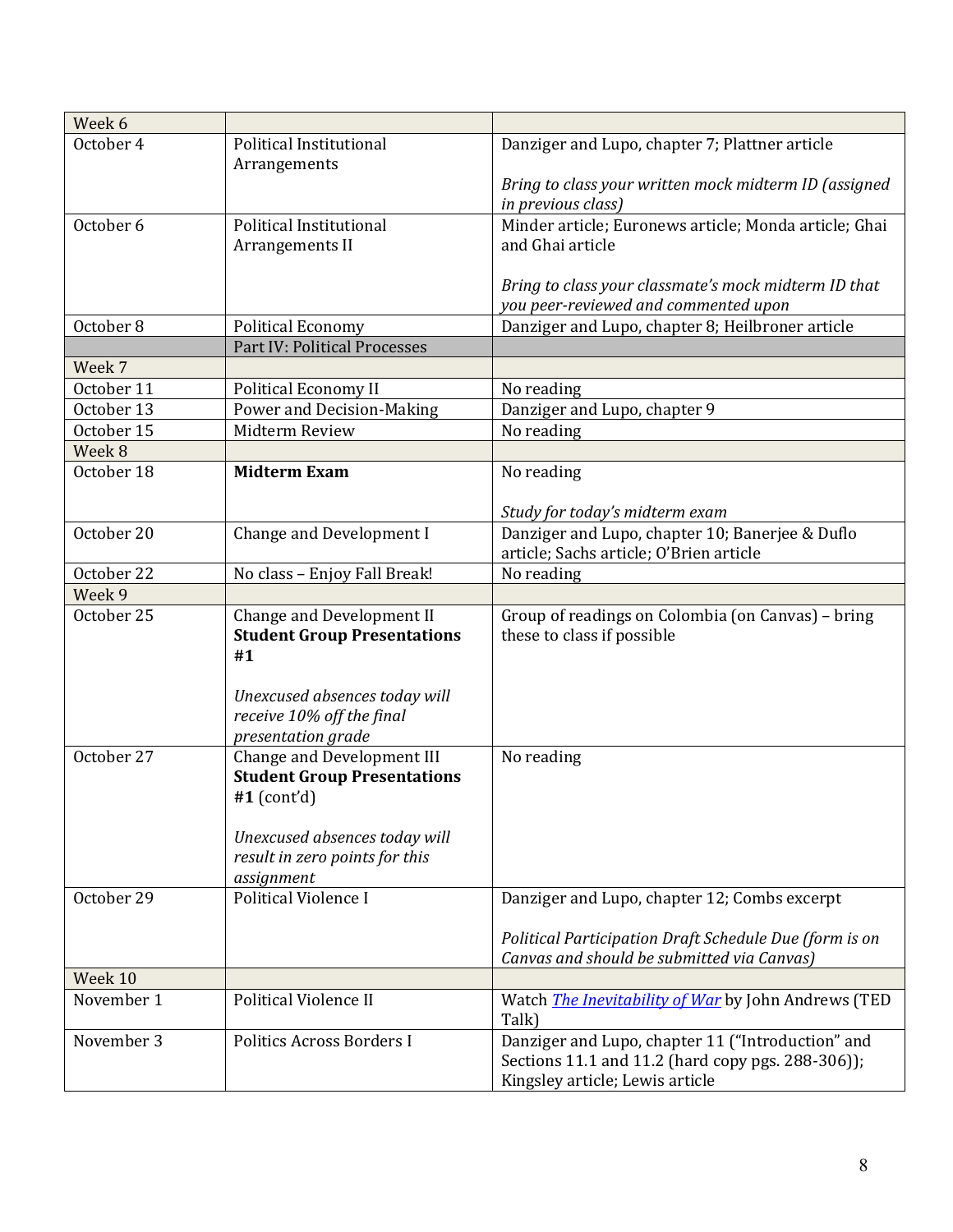| Week 6 | | |
|---|---|---|
| October 4 | Political Institutional Arrangements | Danziger and Lupo, chapter 7; Plattner article<br><br>*Bring to class your written mock midterm ID (assigned in previous class)* |
| October 6 | Political Institutional Arrangements II | Minder article; Euronews article; Monda article; Ghai and Ghai article<br><br>*Bring to class your classmate's mock midterm ID that you peer-reviewed and commented upon* |
| October 8 | Political Economy | Danziger and Lupo, chapter 8; Heilbroner article |
| | Part IV: Political Processes | |
| Week 7 | | |
| October 11 | Political Economy II | No reading |
| October 13 | Power and Decision-Making | Danziger and Lupo, chapter 9 |
| October 15 | Midterm Review | No reading |
| Week 8 | | |
| October 18 | **Midterm Exam** | No reading<br><br>*Study for today's midterm exam* |
| October 20 | Change and Development I | Danziger and Lupo, chapter 10; Banerjee & Duflo article; Sachs article; O'Brien article |
| October 22 | No class – Enjoy Fall Break! | No reading |
| Week 9 | | |
| October 25 | Change and Development II<br>**Student Group Presentations #1**<br><br>*Unexcused absences today will receive 10% off the final presentation grade* | Group of readings on Colombia (on Canvas) – bring these to class if possible |
| October 27 | Change and Development III<br>**Student Group Presentations #1** (cont'd)<br><br>*Unexcused absences today will result in zero points for this assignment* | No reading |
| October 29 | Political Violence I | Danziger and Lupo, chapter 12; Combs excerpt<br><br>*Political Participation Draft Schedule Due (form is on Canvas and should be submitted via Canvas)* |
| Week 10 | | |
| November 1 | Political Violence II | Watch *The Inevitability of War* by John Andrews (TED Talk) |
| November 3 | Politics Across Borders I | Danziger and Lupo, chapter 11 ("Introduction" and Sections 11.1 and 11.2 (hard copy pgs. 288-306)); Kingsley article; Lewis article |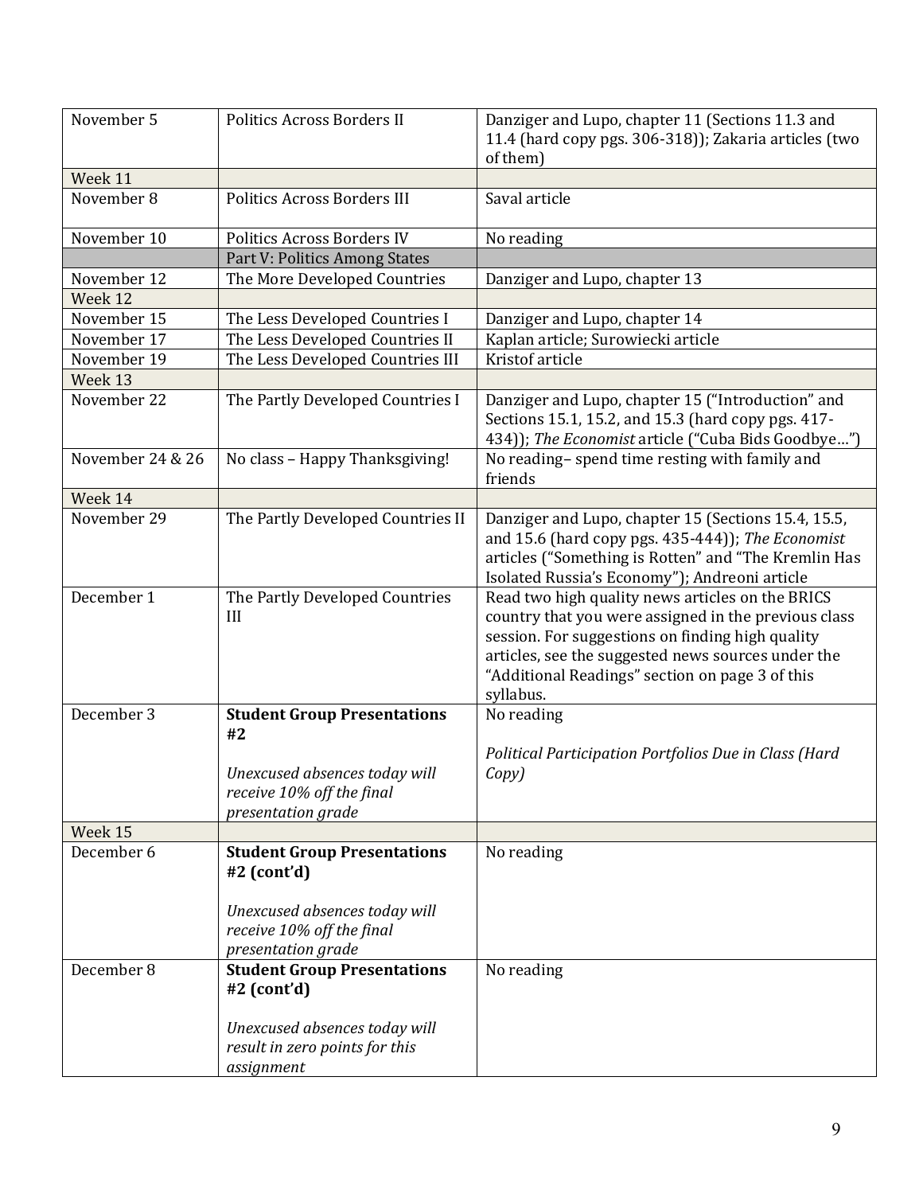| | | |
|---|---|---|
| November 5 | Politics Across Borders II | Danziger and Lupo, chapter 11 (Sections 11.3 and 11.4 (hard copy pgs. 306-318)); Zakaria articles (two of them) |
| Week 11 | | |
| November 8 | Politics Across Borders III | Saval article |
| November 10 | Politics Across Borders IV | No reading |
| | Part V: Politics Among States | |
| November 12 | The More Developed Countries | Danziger and Lupo, chapter 13 |
| Week 12 | | |
| November 15 | The Less Developed Countries I | Danziger and Lupo, chapter 14 |
| November 17 | The Less Developed Countries II | Kaplan article; Surowiecki article |
| November 19 | The Less Developed Countries III | Kristof article |
| Week 13 | | |
| November 22 | The Partly Developed Countries I | Danziger and Lupo, chapter 15 ("Introduction" and Sections 15.1, 15.2, and 15.3 (hard copy pgs. 417-434)); *The Economist* article ("Cuba Bids Goodbye…") |
| November 24 & 26 | No class – Happy Thanksgiving! | No reading– spend time resting with family and friends |
| Week 14 | | |
| November 29 | The Partly Developed Countries II | Danziger and Lupo, chapter 15 (Sections 15.4, 15.5, and 15.6 (hard copy pgs. 435-444)); *The Economist* articles ("Something is Rotten" and "The Kremlin Has Isolated Russia's Economy"); Andreoni article |
| December 1 | The Partly Developed Countries III | Read two high quality news articles on the BRICS country that you were assigned in the previous class session. For suggestions on finding high quality articles, see the suggested news sources under the "Additional Readings" section on page 3 of this syllabus. |
| December 3 | **Student Group Presentations #2**<br><br>*Unexcused absences today will receive 10% off the final presentation grade* | No reading<br><br>*Political Participation Portfolios Due in Class (Hard Copy)* |
| Week 15 | | |
| December 6 | **Student Group Presentations #2 (cont'd)**<br><br>*Unexcused absences today will receive 10% off the final presentation grade* | No reading |
| December 8 | **Student Group Presentations #2 (cont'd)**<br><br>*Unexcused absences today will result in zero points for this assignment* | No reading |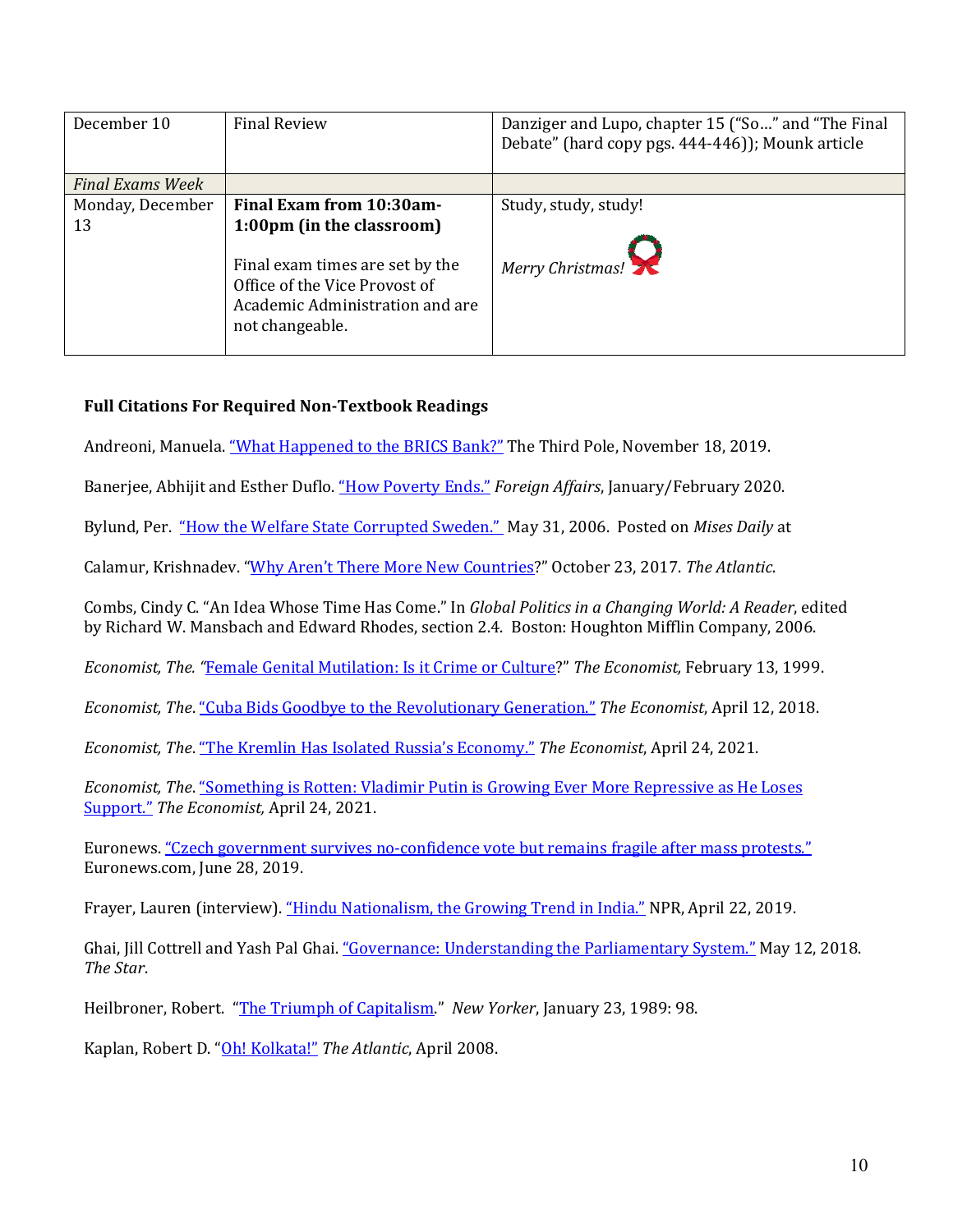| | | |
|---|---|---|
| December 10 | Final Review | Danziger and Lupo, chapter 15 ("So…" and "The Final Debate" (hard copy pgs. 444-446)); Mounk article |
| *Final Exams Week* | | |
| Monday, December 13 | **Final Exam from 10:30am-1:00pm (in the classroom)**<br><br>Final exam times are set by the Office of the Vice Provost of Academic Administration and are not changeable. | Study, study, study!<br><br>*Merry Christmas!* |

**Full Citations For Required Non-Textbook Readings**

Andreoni, Manuela. "What Happened to the BRICS Bank?" The Third Pole, November 18, 2019.

Banerjee, Abhijit and Esther Duflo. "How Poverty Ends." *Foreign Affairs*, January/February 2020.

Bylund, Per. "How the Welfare State Corrupted Sweden." May 31, 2006. Posted on *Mises Daily* at

Calamur, Krishnadev. "Why Aren't There More New Countries?" October 23, 2017. *The Atlantic*.

Combs, Cindy C. "An Idea Whose Time Has Come." In *Global Politics in a Changing World: A Reader*, edited by Richard W. Mansbach and Edward Rhodes, section 2.4. Boston: Houghton Mifflin Company, 2006.

*Economist, The.* "Female Genital Mutilation: Is it Crime or Culture?" *The Economist,* February 13, 1999.

*Economist, The.* "Cuba Bids Goodbye to the Revolutionary Generation." *The Economist*, April 12, 2018.

*Economist, The.* "The Kremlin Has Isolated Russia's Economy." *The Economist*, April 24, 2021.

*Economist, The.* "Something is Rotten: Vladimir Putin is Growing Ever More Repressive as He Loses Support." *The Economist,* April 24, 2021.

Euronews. "Czech government survives no-confidence vote but remains fragile after mass protests." Euronews.com, June 28, 2019.

Frayer, Lauren (interview). "Hindu Nationalism, the Growing Trend in India." NPR, April 22, 2019.

Ghai, Jill Cottrell and Yash Pal Ghai. "Governance: Understanding the Parliamentary System." May 12, 2018. *The Star*.

Heilbroner, Robert. "The Triumph of Capitalism." *New Yorker*, January 23, 1989: 98.

Kaplan, Robert D. "Oh! Kolkata!" *The Atlantic*, April 2008.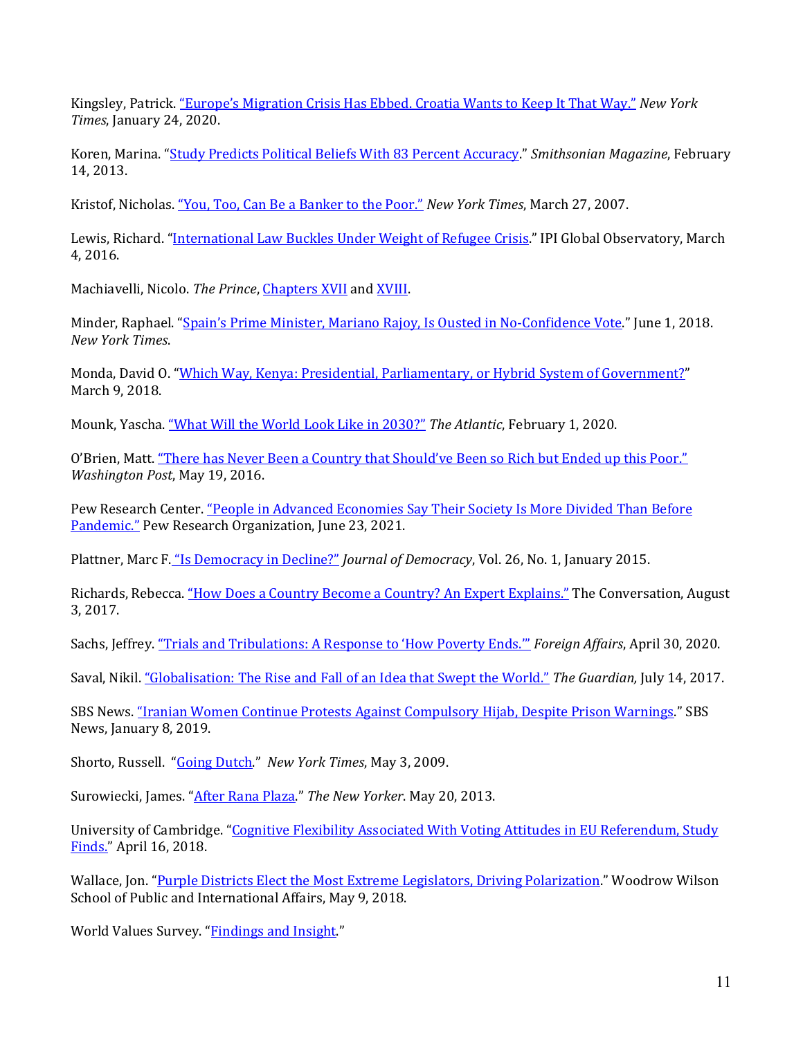Kingsley, Patrick. "Europe's Migration Crisis Has Ebbed. Croatia Wants to Keep It That Way." *New York Times*, January 24, 2020.

Koren, Marina. "Study Predicts Political Beliefs With 83 Percent Accuracy." *Smithsonian Magazine*, February 14, 2013.

Kristof, Nicholas. "You, Too, Can Be a Banker to the Poor." *New York Times*, March 27, 2007.

Lewis, Richard. "International Law Buckles Under Weight of Refugee Crisis." IPI Global Observatory, March 4, 2016.

Machiavelli, Nicolo. *The Prince*, Chapters XVII and XVIII.

Minder, Raphael. "Spain's Prime Minister, Mariano Rajoy, Is Ousted in No-Confidence Vote." June 1, 2018. *New York Times*.

Monda, David O. "Which Way, Kenya: Presidential, Parliamentary, or Hybrid System of Government?" March 9, 2018.

Mounk, Yascha. "What Will the World Look Like in 2030?" *The Atlantic*, February 1, 2020.

O'Brien, Matt. "There has Never Been a Country that Should've Been so Rich but Ended up this Poor." *Washington Post*, May 19, 2016.

Pew Research Center. "People in Advanced Economies Say Their Society Is More Divided Than Before Pandemic." Pew Research Organization, June 23, 2021.

Plattner, Marc F. "Is Democracy in Decline?" *Journal of Democracy*, Vol. 26, No. 1, January 2015.

Richards, Rebecca. "How Does a Country Become a Country? An Expert Explains." The Conversation, August 3, 2017.

Sachs, Jeffrey. "Trials and Tribulations: A Response to 'How Poverty Ends.'" *Foreign Affairs*, April 30, 2020.

Saval, Nikil. "Globalisation: The Rise and Fall of an Idea that Swept the World." *The Guardian,* July 14, 2017.

SBS News. "Iranian Women Continue Protests Against Compulsory Hijab, Despite Prison Warnings." SBS News, January 8, 2019.

Shorto, Russell. "Going Dutch." *New York Times*, May 3, 2009.

Surowiecki, James. "After Rana Plaza." *The New Yorker*. May 20, 2013.

University of Cambridge. "Cognitive Flexibility Associated With Voting Attitudes in EU Referendum, Study Finds." April 16, 2018.

Wallace, Jon. "Purple Districts Elect the Most Extreme Legislators, Driving Polarization." Woodrow Wilson School of Public and International Affairs, May 9, 2018.

World Values Survey. "Findings and Insight."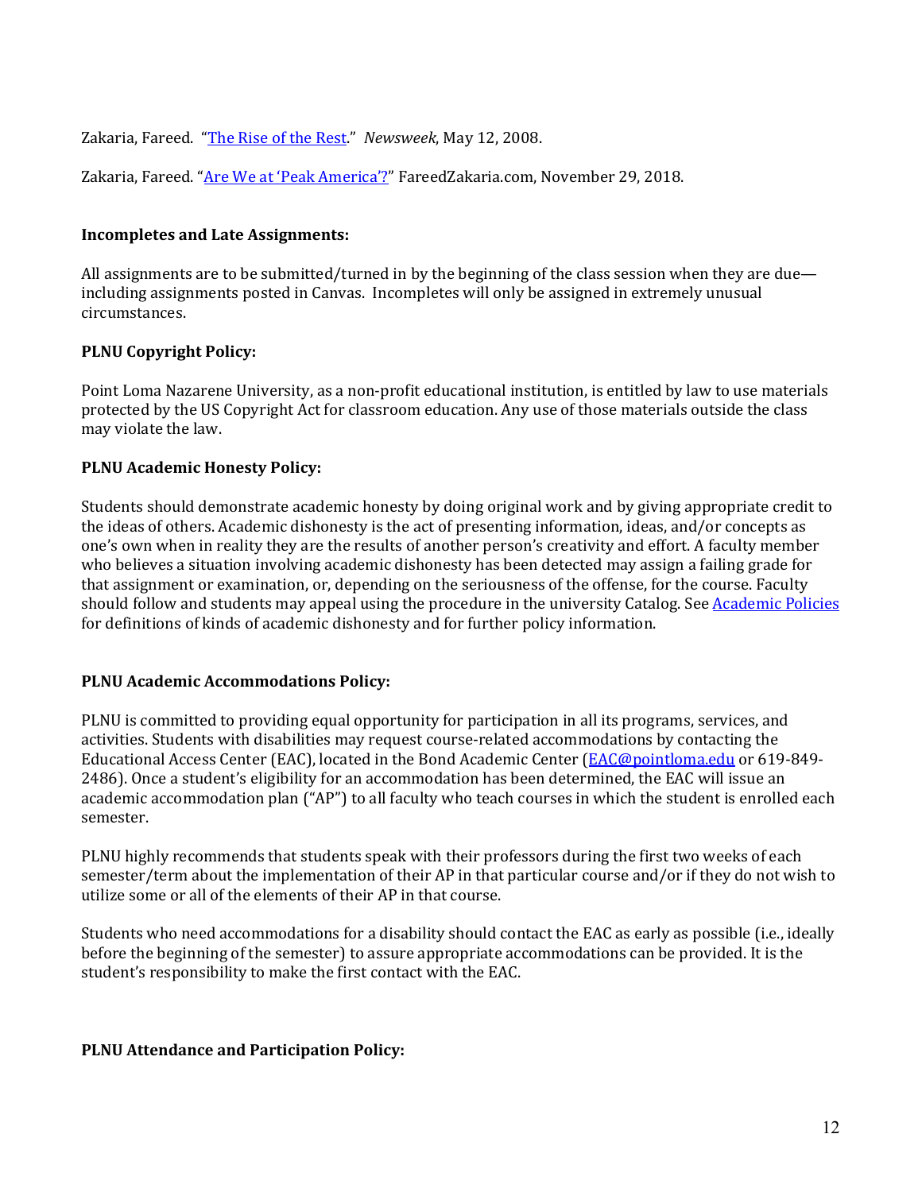Zakaria, Fareed. "[The Rise of the Rest](#)." *Newsweek*, May 12, 2008.

Zakaria, Fareed. "[Are We at 'Peak America'?](#)" FareedZakaria.com, November 29, 2018.

**Incompletes and Late Assignments:**

All assignments are to be submitted/turned in by the beginning of the class session when they are due—including assignments posted in Canvas. Incompletes will only be assigned in extremely unusual circumstances.

**PLNU Copyright Policy:**

Point Loma Nazarene University, as a non-profit educational institution, is entitled by law to use materials protected by the US Copyright Act for classroom education. Any use of those materials outside the class may violate the law.

**PLNU Academic Honesty Policy:**

Students should demonstrate academic honesty by doing original work and by giving appropriate credit to the ideas of others. Academic dishonesty is the act of presenting information, ideas, and/or concepts as one's own when in reality they are the results of another person's creativity and effort. A faculty member who believes a situation involving academic dishonesty has been detected may assign a failing grade for that assignment or examination, or, depending on the seriousness of the offense, for the course. Faculty should follow and students may appeal using the procedure in the university Catalog. See [Academic Policies](#) for definitions of kinds of academic dishonesty and for further policy information.

**PLNU Academic Accommodations Policy:**

PLNU is committed to providing equal opportunity for participation in all its programs, services, and activities. Students with disabilities may request course-related accommodations by contacting the Educational Access Center (EAC), located in the Bond Academic Center ([EAC@pointloma.edu](mailto:EAC@pointloma.edu) or 619-849-2486). Once a student's eligibility for an accommodation has been determined, the EAC will issue an academic accommodation plan ("AP") to all faculty who teach courses in which the student is enrolled each semester.

PLNU highly recommends that students speak with their professors during the first two weeks of each semester/term about the implementation of their AP in that particular course and/or if they do not wish to utilize some or all of the elements of their AP in that course.

Students who need accommodations for a disability should contact the EAC as early as possible (i.e., ideally before the beginning of the semester) to assure appropriate accommodations can be provided. It is the student's responsibility to make the first contact with the EAC.

**PLNU Attendance and Participation Policy:**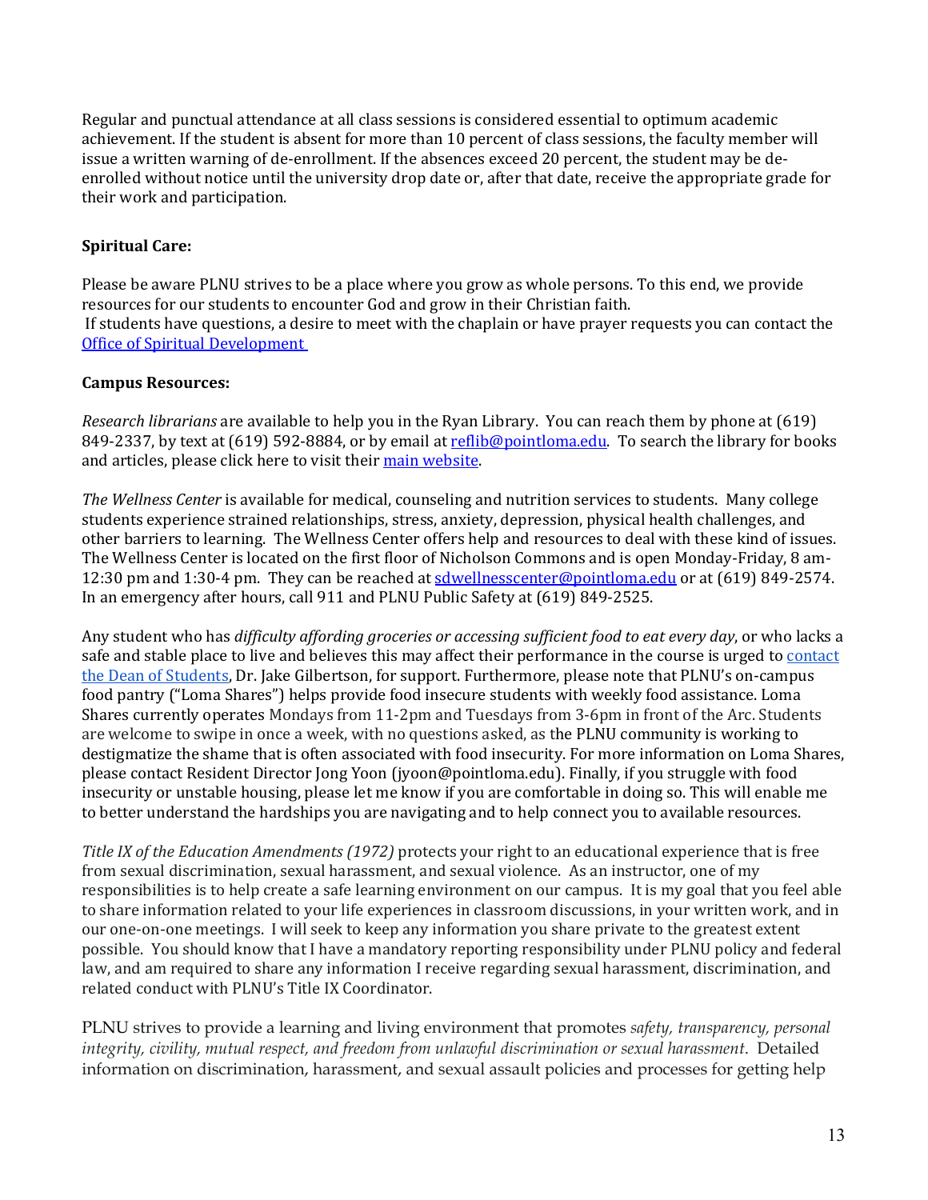Regular and punctual attendance at all class sessions is considered essential to optimum academic achievement. If the student is absent for more than 10 percent of class sessions, the faculty member will issue a written warning of de-enrollment. If the absences exceed 20 percent, the student may be de-enrolled without notice until the university drop date or, after that date, receive the appropriate grade for their work and participation.

**Spiritual Care:**

Please be aware PLNU strives to be a place where you grow as whole persons. To this end, we provide resources for our students to encounter God and grow in their Christian faith.
If students have questions, a desire to meet with the chaplain or have prayer requests you can contact the [Office of Spiritual Development](#)

**Campus Resources:**

*Research librarians* are available to help you in the Ryan Library. You can reach them by phone at (619) 849-2337, by text at (619) 592-8884, or by email at [reflib@pointloma.edu](mailto:reflib@pointloma.edu). To search the library for books and articles, please click here to visit their [main website](#).

*The Wellness Center* is available for medical, counseling and nutrition services to students. Many college students experience strained relationships, stress, anxiety, depression, physical health challenges, and other barriers to learning. The Wellness Center offers help and resources to deal with these kind of issues. The Wellness Center is located on the first floor of Nicholson Commons and is open Monday-Friday, 8 am-12:30 pm and 1:30-4 pm. They can be reached at [sdwellnesscenter@pointloma.edu](mailto:sdwellnesscenter@pointloma.edu) or at (619) 849-2574. In an emergency after hours, call 911 and PLNU Public Safety at (619) 849-2525.

Any student who has *difficulty affording groceries or accessing sufficient food to eat every day*, or who lacks a safe and stable place to live and believes this may affect their performance in the course is urged to [contact the Dean of Students](#), Dr. Jake Gilbertson, for support. Furthermore, please note that PLNU's on-campus food pantry ("Loma Shares") helps provide food insecure students with weekly food assistance. Loma Shares currently operates Mondays from 11-2pm and Tuesdays from 3-6pm in front of the Arc. Students are welcome to swipe in once a week, with no questions asked, as the PLNU community is working to destigmatize the shame that is often associated with food insecurity. For more information on Loma Shares, please contact Resident Director Jong Yoon (jyoon@pointloma.edu). Finally, if you struggle with food insecurity or unstable housing, please let me know if you are comfortable in doing so. This will enable me to better understand the hardships you are navigating and to help connect you to available resources.

*Title IX of the Education Amendments (1972)* protects your right to an educational experience that is free from sexual discrimination, sexual harassment, and sexual violence. As an instructor, one of my responsibilities is to help create a safe learning environment on our campus. It is my goal that you feel able to share information related to your life experiences in classroom discussions, in your written work, and in our one-on-one meetings. I will seek to keep any information you share private to the greatest extent possible. You should know that I have a mandatory reporting responsibility under PLNU policy and federal law, and am required to share any information I receive regarding sexual harassment, discrimination, and related conduct with PLNU's Title IX Coordinator.

PLNU strives to provide a learning and living environment that promotes *safety, transparency, personal integrity, civility, mutual respect, and freedom from unlawful discrimination or sexual harassment*. Detailed information on discrimination, harassment, and sexual assault policies and processes for getting help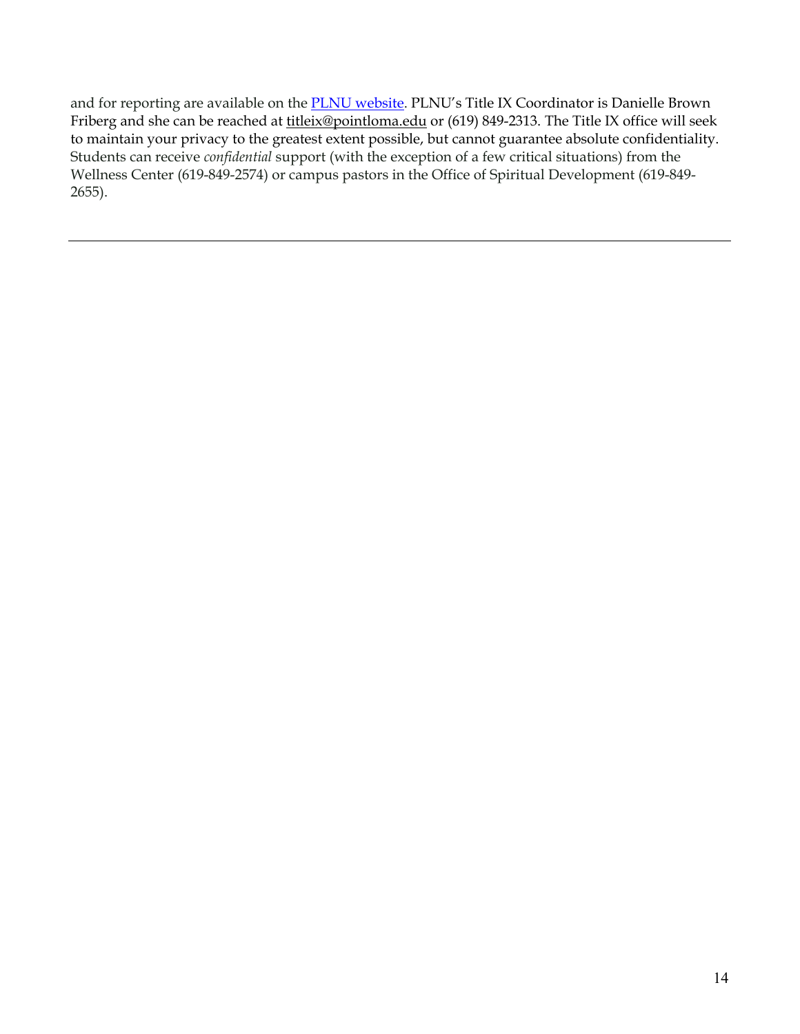and for reporting are available on the PLNU website. PLNU's Title IX Coordinator is Danielle Brown Friberg and she can be reached at titleix@pointloma.edu or (619) 849-2313. The Title IX office will seek to maintain your privacy to the greatest extent possible, but cannot guarantee absolute confidentiality. Students can receive *confidential* support (with the exception of a few critical situations) from the Wellness Center (619-849-2574) or campus pastors in the Office of Spiritual Development (619-849-2655).

---